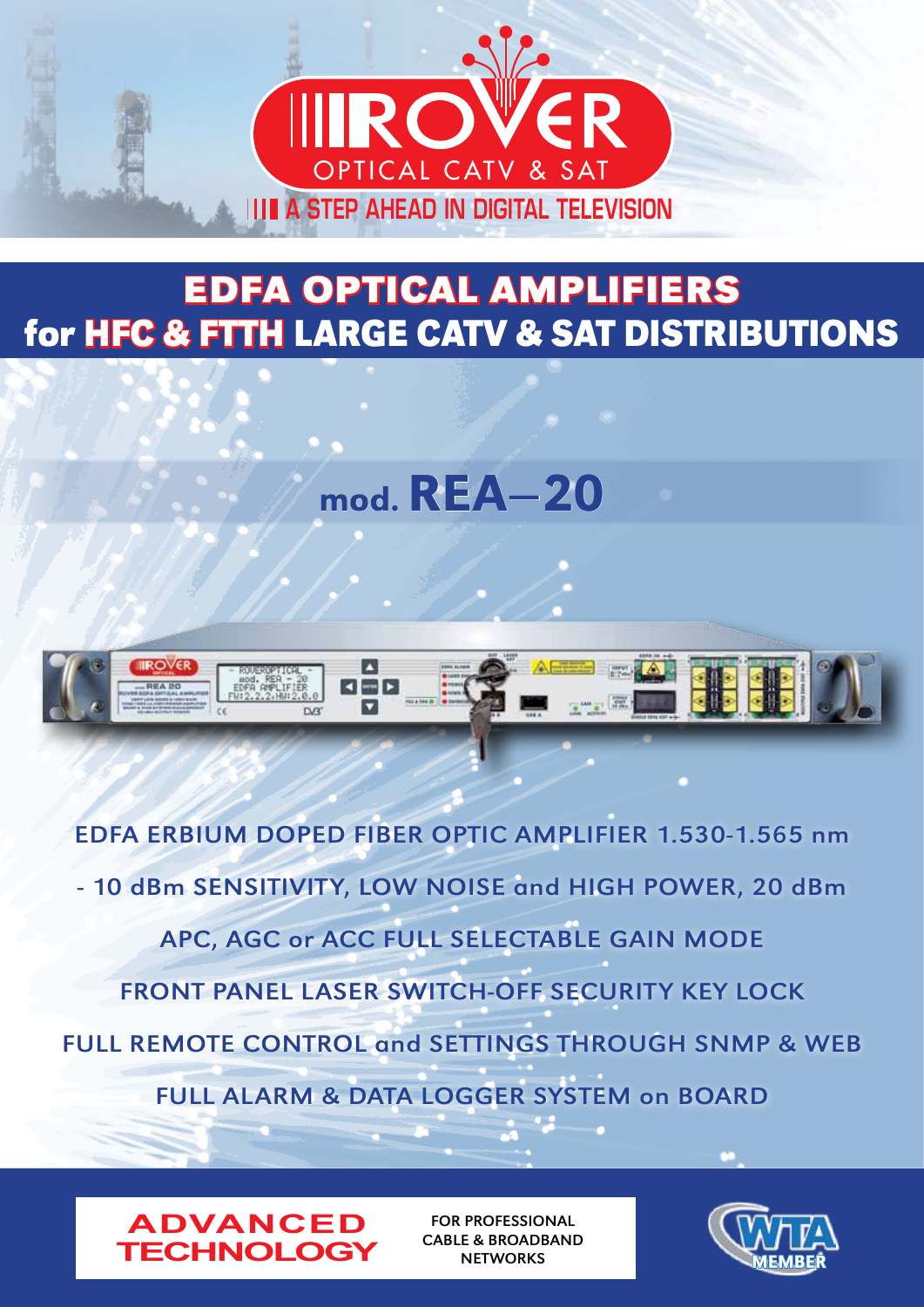# ROVER

OPTICAL CATV & SAT

A STEP AHEAD IN DIGITAL TELEVISION

# EDFA OPTICAL AMPLIFIERS

## for HFC & FTTH LARGE CATV & SAT DISTRIBUTIONS

## mod. REA–20

EDFA ERBIUM DOPED FIBER OPTIC AMPLIFIER 1.530-1.565 nm

- 10 dBm SENSITIVITY, LOW NOISE and HIGH POWER, 20 dBm

APC, AGC or ACC FULL SELECTABLE GAIN MODE

FRONT PANEL LASER SWITCH-OFF SECURITY KEY LOCK

FULL REMOTE CONTROL and SETTINGS THROUGH SNMP & WEB

FULL ALARM & DATA LOGGER SYSTEM on BOARD

**ADVANCED TECHNOLOGY**

FOR PROFESSIONAL CABLE & BROADBAND NETWORKS

WTA MEMBER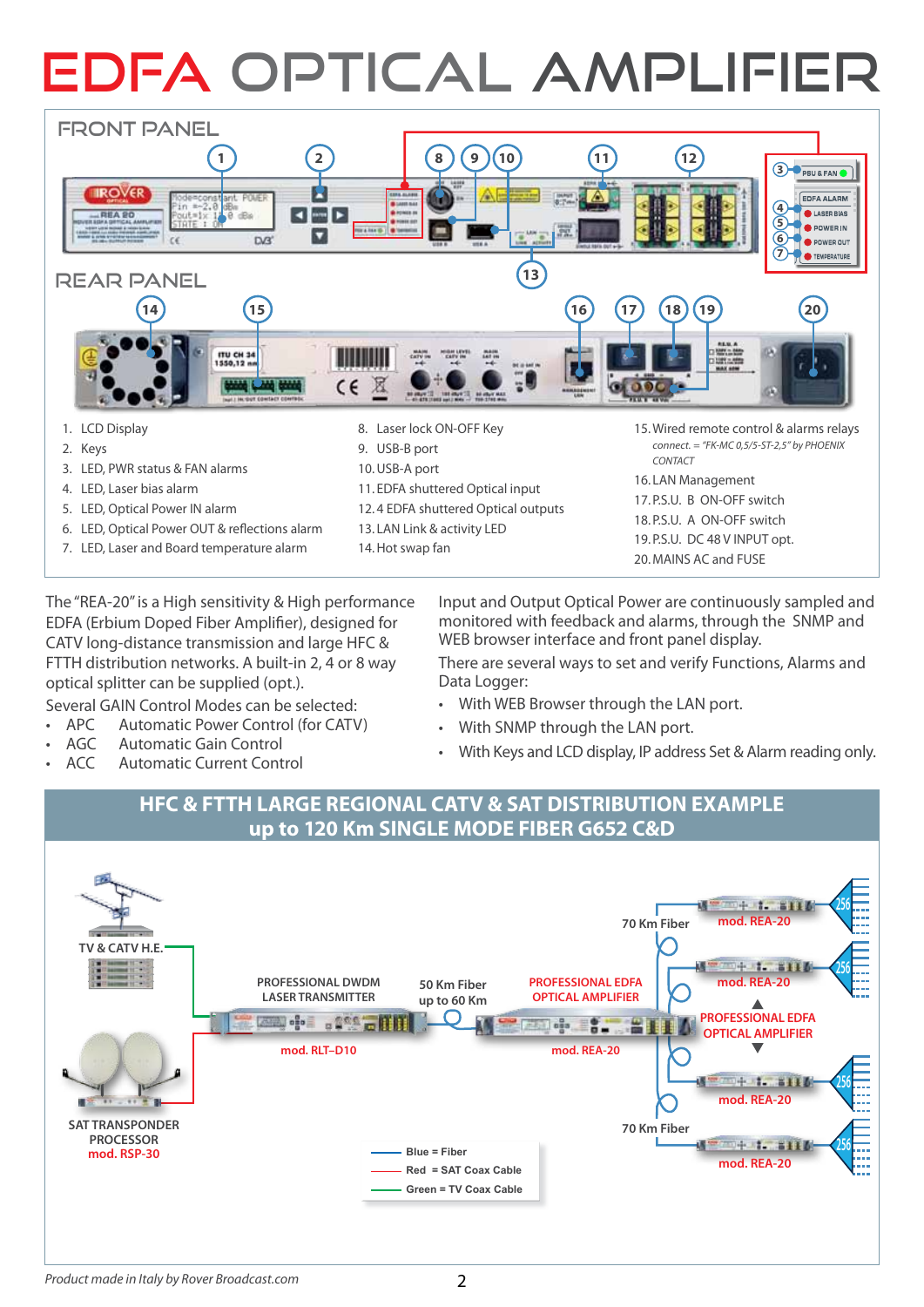# EDFA OPTICAL AMPLIFIER

## FRONT PANEL

## REAR PANEL

1. LCD Display
2. Keys
3. LED, PWR status & FAN alarms
4. LED, Laser bias alarm
5. LED, Optical Power IN alarm
6. LED, Optical Power OUT & reflections alarm
7. LED, Laser and Board temperature alarm
8. Laser lock ON-OFF Key
9. USB-B port
10. USB-A port
11. EDFA shuttered Optical input
12. 4 EDFA shuttered Optical outputs
13. LAN Link & activity LED
14. Hot swap fan
15. Wired remote control & alarms relays
    *connect. = "FK-MC 0,5/5-ST-2,5" by PHOENIX CONTACT*
16. LAN Management
17. P.S.U. B ON-OFF switch
18. P.S.U. A ON-OFF switch
19. P.S.U. DC 48 V INPUT opt.
20. MAINS AC and FUSE

The "REA-20" is a High sensitivity & High performance EDFA (Erbium Doped Fiber Amplifier), designed for CATV long-distance transmission and large HFC & FTTH distribution networks. A built-in 2, 4 or 8 way optical splitter can be supplied (opt.).

Several GAIN Control Modes can be selected:

- APC Automatic Power Control (for CATV)
- AGC Automatic Gain Control
- ACC Automatic Current Control

Input and Output Optical Power are continuously sampled and monitored with feedback and alarms, through the SNMP and WEB browser interface and front panel display.

There are several ways to set and verify Functions, Alarms and Data Logger:

- With WEB Browser through the LAN port.
- With SNMP through the LAN port.
- With Keys and LCD display, IP address Set & Alarm reading only.

## HFC & FTTH LARGE REGIONAL CATV & SAT DISTRIBUTION EXAMPLE up to 120 Km SINGLE MODE FIBER G652 C&D

TV & CATV H.E.

SAT TRANSPONDER PROCESSOR
mod. RSP-30

PROFESSIONAL DWDM LASER TRANSMITTER
mod. RLT–D10

50 Km Fiber up to 60 Km

PROFESSIONAL EDFA OPTICAL AMPLIFIER
mod. REA-20

70 Km Fiber

mod. REA-20

PROFESSIONAL EDFA OPTICAL AMPLIFIER

70 Km Fiber

Blue = Fiber
Red = SAT Coax Cable
Green = TV Coax Cable

*Product made in Italy by Rover Broadcast.com*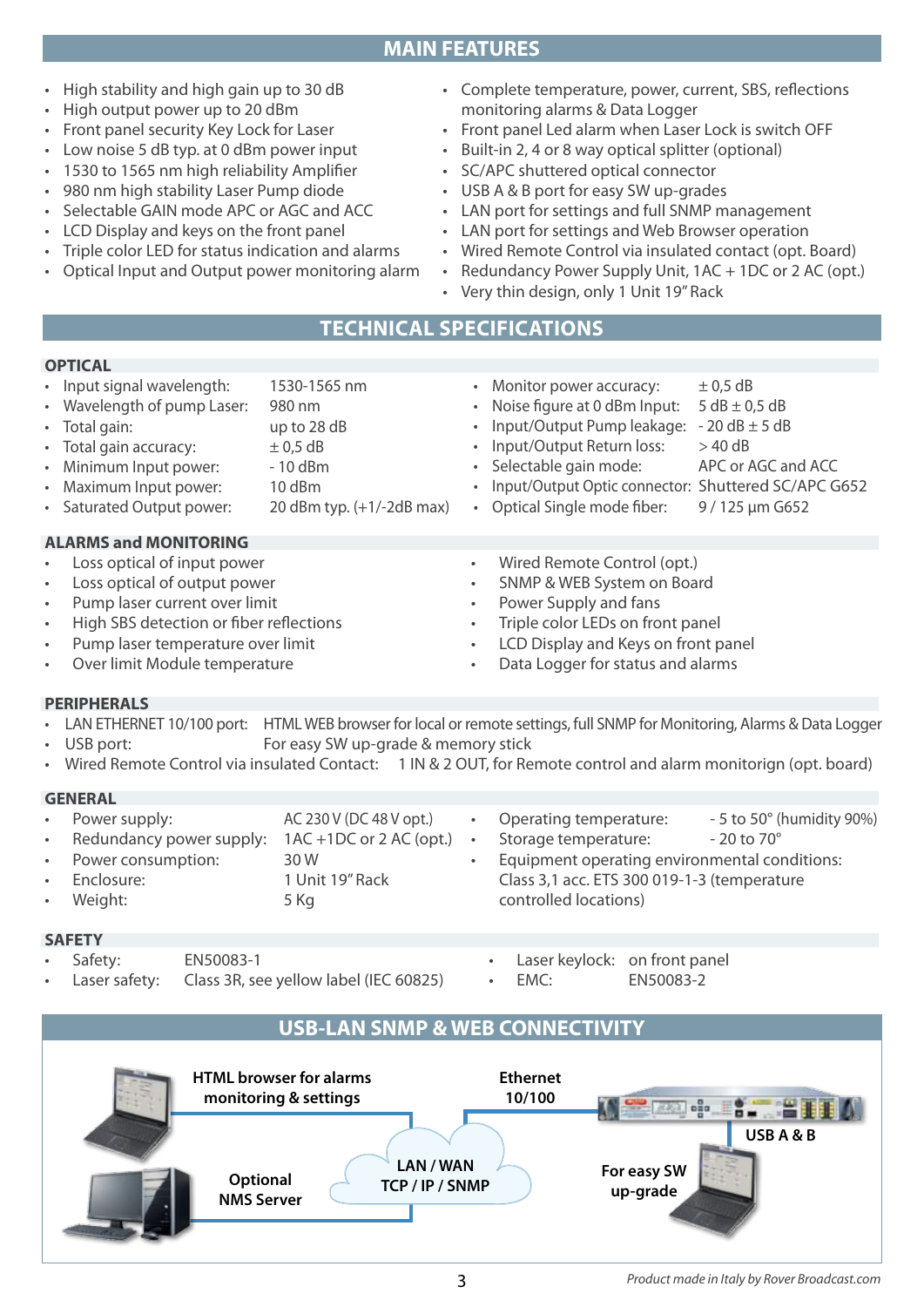## MAIN FEATURES

- High stability and high gain up to 30 dB
- High output power up to 20 dBm
- Front panel security Key Lock for Laser
- Low noise 5 dB typ. at 0 dBm power input
- 1530 to 1565 nm high reliability Amplifier
- 980 nm high stability Laser Pump diode
- Selectable GAIN mode APC or AGC and ACC
- LCD Display and keys on the front panel
- Triple color LED for status indication and alarms
- Optical Input and Output power monitoring alarm
- Complete temperature, power, current, SBS, reflections monitoring alarms & Data Logger
- Front panel Led alarm when Laser Lock is switch OFF
- Built-in 2, 4 or 8 way optical splitter (optional)
- SC/APC shuttered optical connector
- USB A & B port for easy SW up-grades
- LAN port for settings and full SNMP management
- LAN port for settings and Web Browser operation
- Wired Remote Control via insulated contact (opt. Board)
- Redundancy Power Supply Unit, 1AC + 1DC or 2 AC (opt.)
- Very thin design, only 1 Unit 19" Rack

## TECHNICAL SPECIFICATIONS

### OPTICAL

| Parameter | Value |
|---|---|
| Input signal wavelength: | 1530-1565 nm |
| Wavelength of pump Laser: | 980 nm |
| Total gain: | up to 28 dB |
| Total gain accuracy: | ± 0,5 dB |
| Minimum Input power: | - 10 dBm |
| Maximum Input power: | 10 dBm |
| Saturated Output power: | 20 dBm typ. (+1/-2dB max) |
| Monitor power accuracy: | ± 0,5 dB |
| Noise figure at 0 dBm Input: | 5 dB ± 0,5 dB |
| Input/Output Pump leakage: | - 20 dB ± 5 dB |
| Input/Output Return loss: | > 40 dB |
| Selectable gain mode: | APC or AGC and ACC |
| Input/Output Optic connector: | Shuttered SC/APC G652 |
| Optical Single mode fiber: | 9 / 125 µm G652 |

### ALARMS and MONITORING

- Loss optical of input power
- Loss optical of output power
- Pump laser current over limit
- High SBS detection or fiber reflections
- Pump laser temperature over limit
- Over limit Module temperature
- Wired Remote Control (opt.)
- SNMP & WEB System on Board
- Power Supply and fans
- Triple color LEDs on front panel
- LCD Display and Keys on front panel
- Data Logger for status and alarms

### PERIPHERALS

- LAN ETHERNET 10/100 port: HTML WEB browser for local or remote settings, full SNMP for Monitoring, Alarms & Data Logger
- USB port: For easy SW up-grade & memory stick
- Wired Remote Control via insulated Contact: 1 IN & 2 OUT, for Remote control and alarm monitorign (opt. board)

### GENERAL

| Parameter | Value |
|---|---|
| Power supply: | AC 230 V (DC 48 V opt.) |
| Redundancy power supply: | 1AC +1DC or 2 AC (opt.) |
| Power consumption: | 30 W |
| Enclosure: | 1 Unit 19" Rack |
| Weight: | 5 Kg |
| Operating temperature: | - 5 to 50° (humidity 90%) |
| Storage temperature: | - 20 to 70° |

- Equipment operating environmental conditions: Class 3,1 acc. ETS 300 019-1-3 (temperature controlled locations)

### SAFETY

| Parameter | Value |
|---|---|
| Safety: | EN50083-1 |
| Laser safety: | Class 3R, see yellow label (IEC 60825) |
| Laser keylock: | on front panel |
| EMC: | EN50083-2 |

## USB-LAN SNMP & WEB CONNECTIVITY

HTML browser for alarms monitoring & settings

Ethernet 10/100

USB A & B

LAN / WAN TCP / IP / SNMP

Optional NMS Server

For easy SW up-grade

*Product made in Italy by Rover Broadcast.com*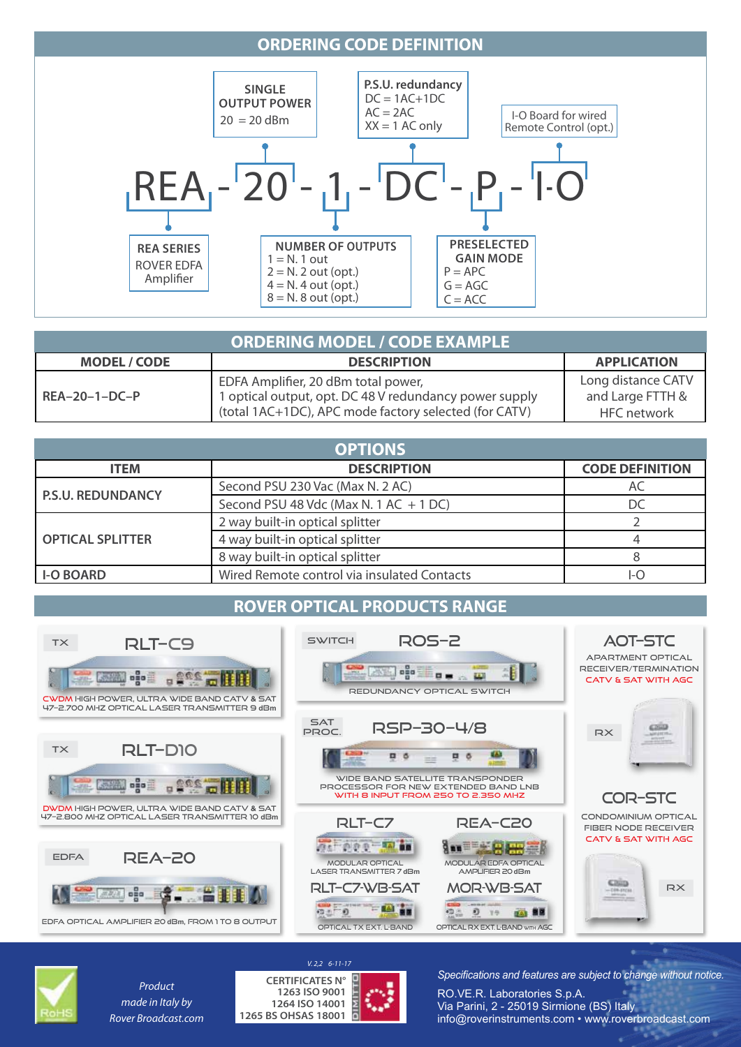## ORDERING CODE DEFINITION

REA - 20 - 1 - DC - P - I-O

- **REA SERIES**: ROVER EDFA Amplifier
- **SINGLE OUTPUT POWER**: 20 = 20 dBm
- **NUMBER OF OUTPUTS**: 1 = N. 1 out; 2 = N. 2 out (opt.); 4 = N. 4 out (opt.); 8 = N. 8 out (opt.)
- **P.S.U. redundancy**: DC = 1AC+1DC; AC = 2AC; XX = 1 AC only
- **PRESELECTED GAIN MODE**: P = APC; G = AGC; C = ACC
- I-O Board for wired Remote Control (opt.)

## ORDERING MODEL / CODE EXAMPLE

| MODEL / CODE | DESCRIPTION | APPLICATION |
|---|---|---|
| REA–20–1–DC–P | EDFA Amplifier, 20 dBm total power, 1 optical output, opt. DC 48 V redundancy power supply (total 1AC+1DC), APC mode factory selected (for CATV) | Long distance CATV and Large FTTH & HFC network |

## OPTIONS

| ITEM | DESCRIPTION | CODE DEFINITION |
|---|---|---|
| P.S.U. REDUNDANCY | Second PSU 230 Vac (Max N. 2 AC) | AC |
| | Second PSU 48 Vdc (Max N. 1 AC + 1 DC) | DC |
| OPTICAL SPLITTER | 2 way built-in optical splitter | 2 |
| | 4 way built-in optical splitter | 4 |
| | 8 way built-in optical splitter | 8 |
| I-O BOARD | Wired Remote control via insulated Contacts | I-O |

## ROVER OPTICAL PRODUCTS RANGE

TX RLT-C9
CWDM HIGH POWER, ULTRA WIDE BAND CATV & SAT 47–2.700 MHZ OPTICAL LASER TRANSMITTER 9 dBm

TX RLT-D10
DWDM HIGH POWER, ULTRA WIDE BAND CATV & SAT 47–2.800 MHZ OPTICAL LASER TRANSMITTER 10 dBm

EDFA REA-20
EDFA OPTICAL AMPLIFIER 20 dBm, FROM 1 TO 8 OUTPUT

SWITCH ROS-2
REDUNDANCY OPTICAL SWITCH

SAT PROC. RSP-30-4/8
WIDE BAND SATELLITE TRANSPONDER PROCESSOR FOR NEW EXTENDED BAND LNB WITH 8 INPUT FROM 250 TO 2.350 MHZ

RLT-C7
MODULAR OPTICAL LASER TRANSMITTER 7 dBm

REA-C20
MODULAR EDFA OPTICAL AMPLIFIER 20 dBm

RLT-C7-WB-SAT
OPTICAL TX EXT. L-BAND

MOR-WB-SAT
OPTICAL RX EXT. L-BAND WITH AGC

AOT-STC
APARTMENT OPTICAL RECEIVER/TERMINATION CATV & SAT WITH AGC
RX

COR-STC
CONDOMINIUM OPTICAL FIBER NODE RECEIVER CATV & SAT WITH AGC
RX

---

RoHS

*Product made in Italy by Rover Broadcast.com*

V. 2.2 6-11-17

CERTIFICATES N°
1263 ISO 9001
1264 ISO 14001
1265 BS OHSAS 18001

*Specifications and features are subject to change without notice.*

RO.VE.R. Laboratories S.p.A.
Via Parini, 2 - 25019 Sirmione (BS) Italy
info@roverinstruments.com • www.roverbroadcast.com